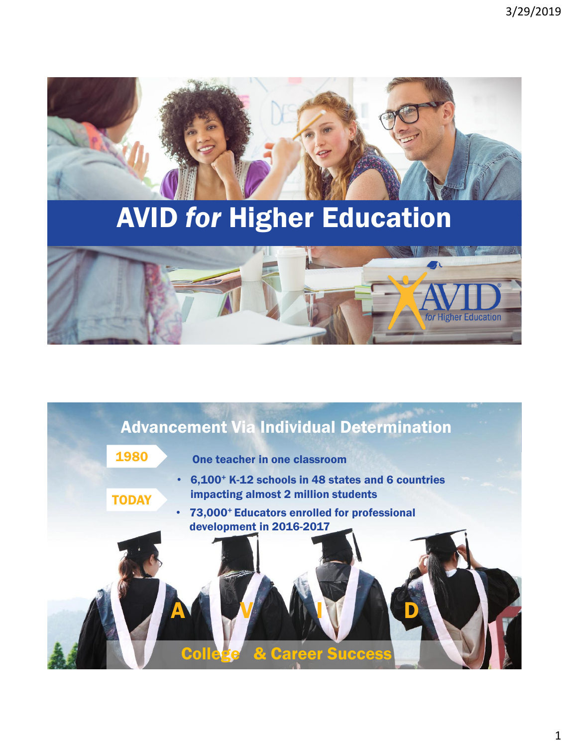# AVID *for* Higher Education

AVID *for* Higher Education

## Advancement Via Individual Determination

**1980** — One teacher in one classroom

**TODAY**

- 6,100+ K-12 schools in 48 states and 6 countries impacting almost 2 million students
- 73,000+ Educators enrolled for professional development in 2016-2017

A V I D

College & Career Success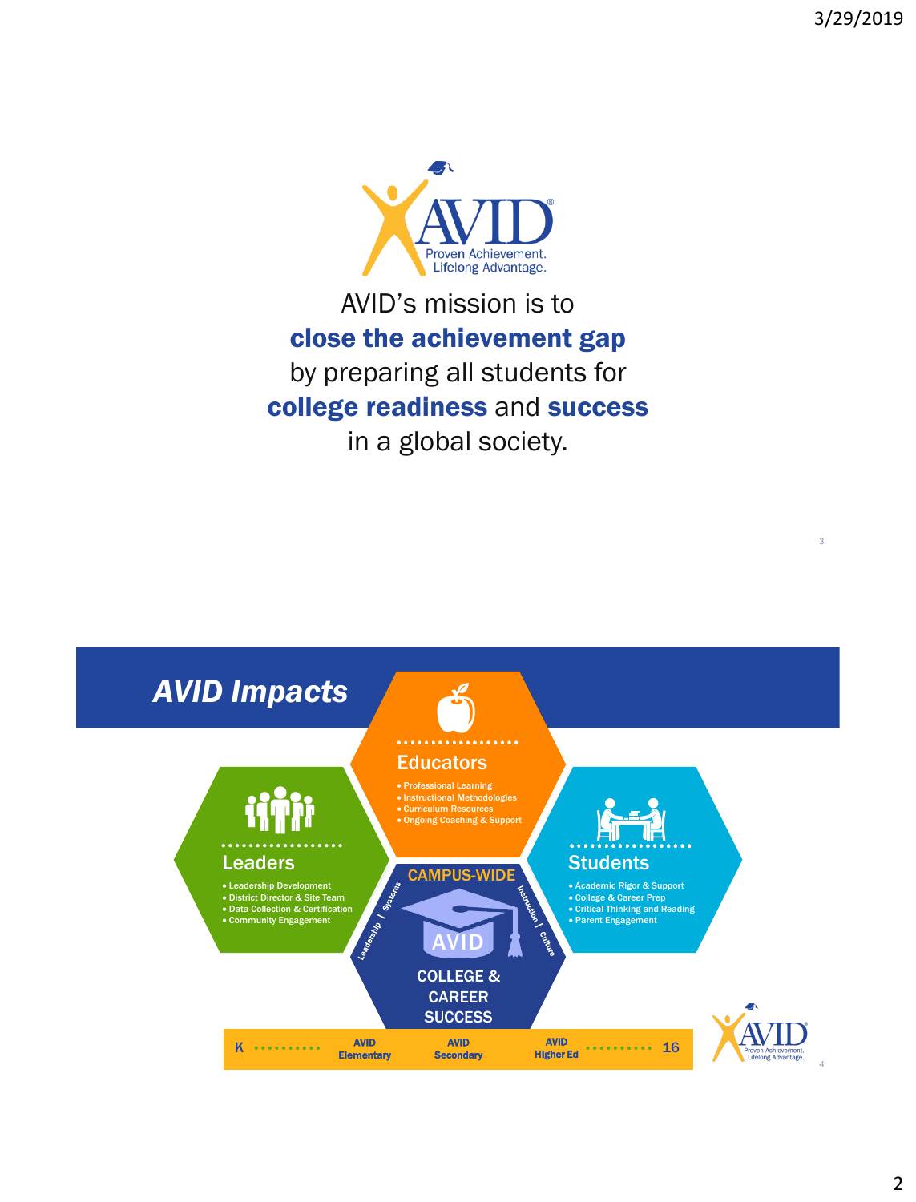AVID
Proven Achievement. Lifelong Advantage.

AVID's mission is to **close the achievement gap** by preparing all students for **college readiness** and **success** in a global society.

## *AVID Impacts*

### Educators

- Professional Learning
- Instructional Methodologies
- Curriculum Resources
- Ongoing Coaching & Support

### Leaders

- Leadership Development
- District Director & Site Team
- Data Collection & Certification
- Community Engagement

### Students

- Academic Rigor & Support
- College & Career Prep
- Critical Thinking and Reading
- Parent Engagement

### CAMPUS-WIDE

Leadership / Systems / Instruction / Culture

AVID

COLLEGE & CAREER SUCCESS

K ·········· AVID Elementary · AVID Secondary · AVID Higher Ed ·········· 16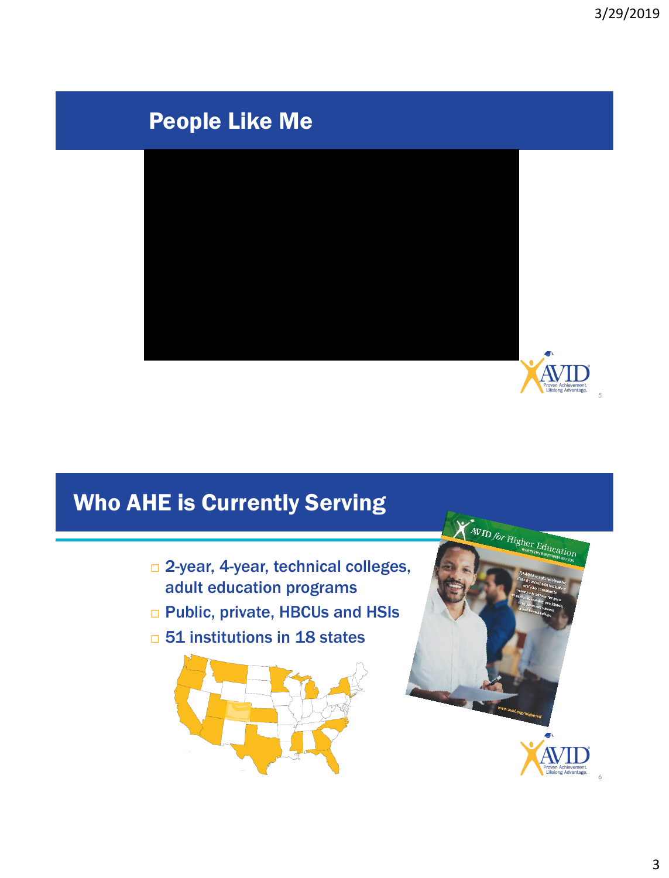## People Like Me

## Who AHE is Currently Serving

- 2-year, 4-year, technical colleges, adult education programs
- Public, private, HBCUs and HSIs
- 51 institutions in 18 states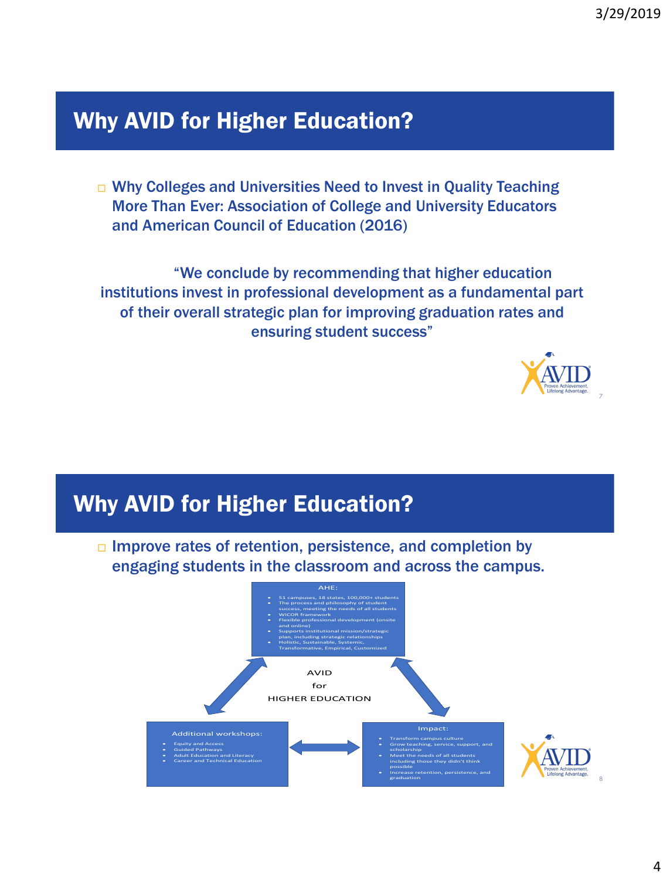## Why AVID for Higher Education?

- Why Colleges and Universities Need to Invest in Quality Teaching More Than Ever: Association of College and University Educators and American Council of Education (2016)

"We conclude by recommending that higher education institutions invest in professional development as a fundamental part of their overall strategic plan for improving graduation rates and ensuring student success"

## Why AVID for Higher Education?

- Improve rates of retention, persistence, and completion by engaging students in the classroom and across the campus.

AHE:

- 51 campuses, 18 states, 100,000+ students
- The process and philosophy of student success, meeting the needs of all students
- WICOR framework
- Flexible professional development (onsite and online)
- Supports institutional mission/strategic plan, including strategic relationships
- Holistic, Sustainable, Systemic, Transformative, Empirical, Customized

AVID for HIGHER EDUCATION

Additional workshops:

- Equity and Access
- Guided Pathways
- Adult Education and Literacy
- Career and Technical Education

Impact:

- Transform campus culture
- Grow teaching, service, support, and scholarship
- Meet the needs of all students including those they didn't think possible
- Increase retention, persistence, and graduation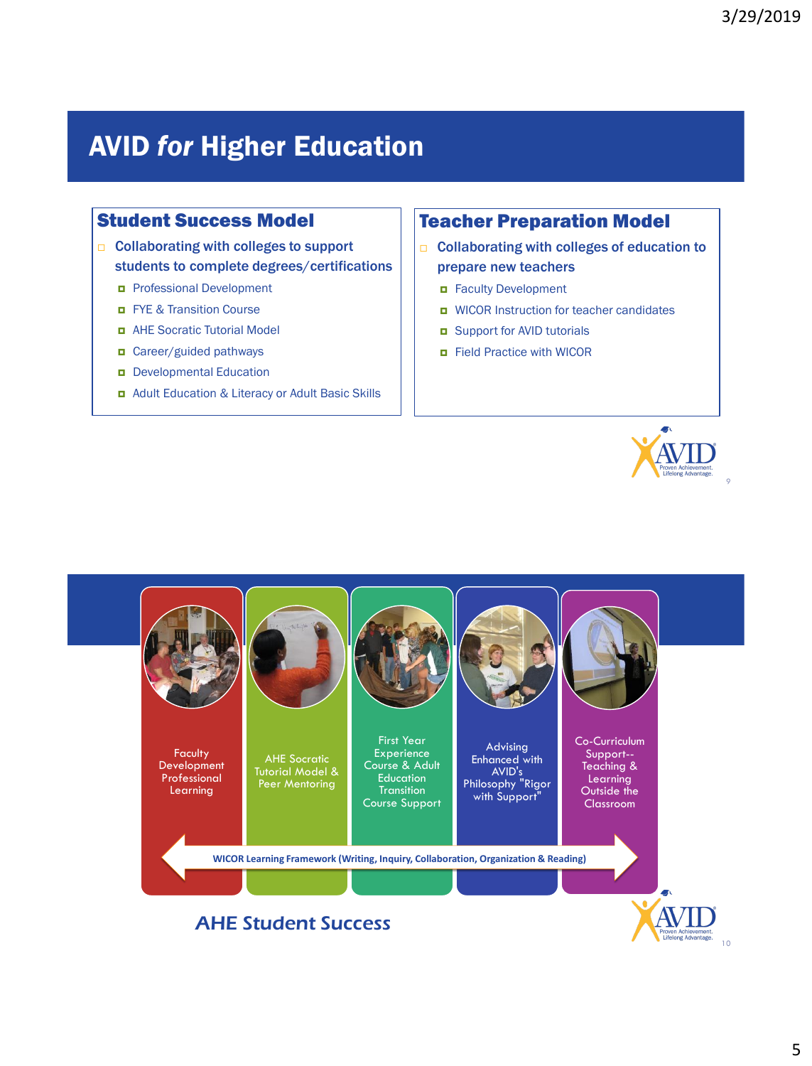# AVID *for* Higher Education

## Student Success Model

- Collaborating with colleges to support students to complete degrees/certifications
  - Professional Development
  - FYE & Transition Course
  - AHE Socratic Tutorial Model
  - Career/guided pathways
  - Developmental Education
  - Adult Education & Literacy or Adult Basic Skills

## Teacher Preparation Model

- Collaborating with colleges of education to prepare new teachers
  - Faculty Development
  - WICOR Instruction for teacher candidates
  - Support for AVID tutorials
  - Field Practice with WICOR

AVID Proven Achievement. Lifelong Advantage.

---

Faculty Development Professional Learning

AHE Socratic Tutorial Model & Peer Mentoring

First Year Experience Course & Adult Education Transition Course Support

Advising Enhanced with AVID's Philosophy "Rigor with Support"

Co-Curriculum Support-- Teaching & Learning Outside the Classroom

WICOR Learning Framework (Writing, Inquiry, Collaboration, Organization & Reading)

*AHE Student Success*

AVID Proven Achievement. Lifelong Advantage.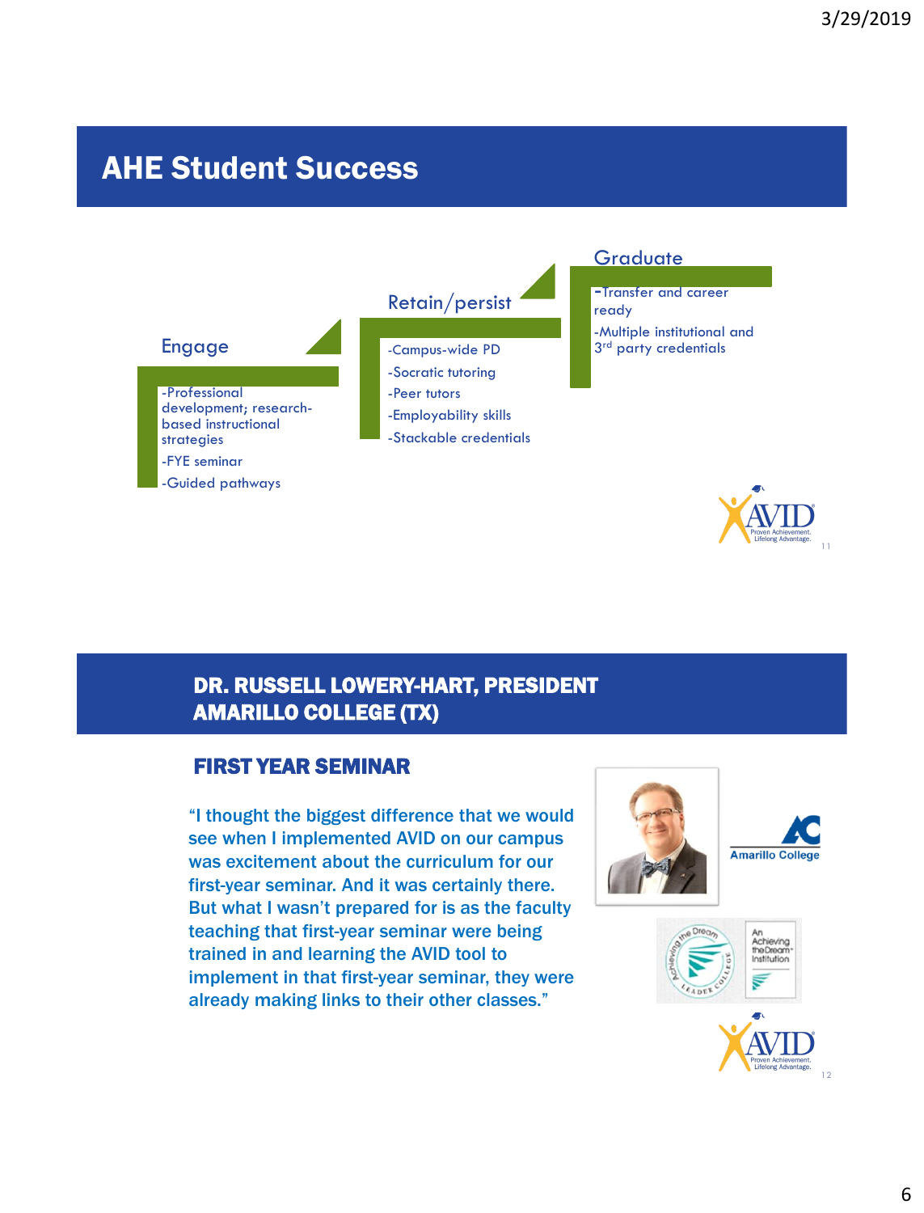## AHE Student Success

### Engage

- -Professional development; research-based instructional strategies
- -FYE seminar
- -Guided pathways

### Retain/persist

- -Campus-wide PD
- -Socratic tutoring
- -Peer tutors
- -Employability skills
- -Stackable credentials

### Graduate

- -Transfer and career ready
- -Multiple institutional and 3rd party credentials

AVID Proven Achievement. Lifelong Advantage.

## DR. RUSSELL LOWERY-HART, PRESIDENT AMARILLO COLLEGE (TX)

### FIRST YEAR SEMINAR

"I thought the biggest difference that we would see when I implemented AVID on our campus was excitement about the curriculum for our first-year seminar. And it was certainly there. But what I wasn't prepared for is as the faculty teaching that first-year seminar were being trained in and learning the AVID tool to implement in that first-year seminar, they were already making links to their other classes."

Amarillo College

Achieving the Dream Leader College

An Achieving the Dream Institution

AVID Proven Achievement. Lifelong Advantage.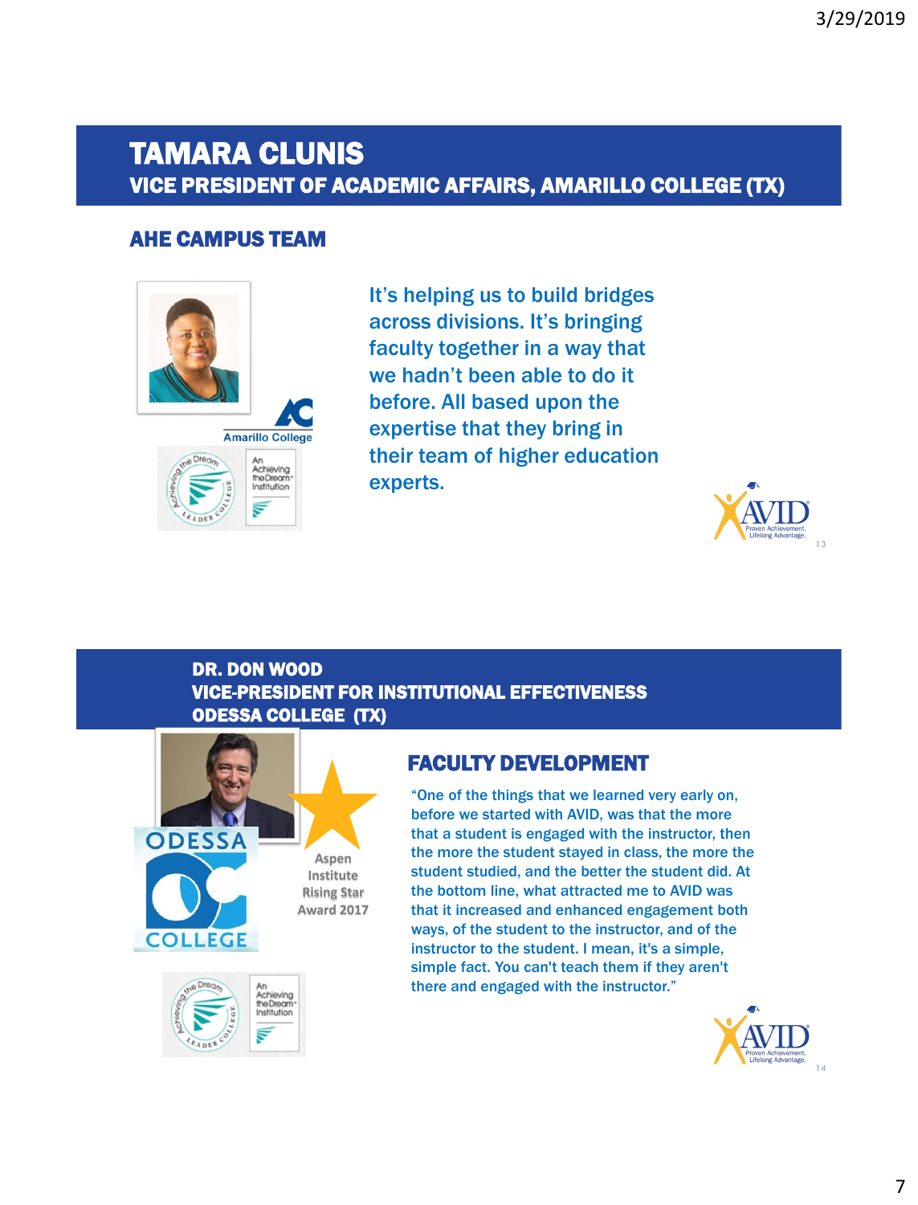# TAMARA CLUNIS
## VICE PRESIDENT OF ACADEMIC AFFAIRS, AMARILLO COLLEGE (TX)

### AHE CAMPUS TEAM

Amarillo College

It's helping us to build bridges across divisions. It's bringing faculty together in a way that we hadn't been able to do it before. All based upon the expertise that they bring in their team of higher education experts.

# DR. DON WOOD
## VICE-PRESIDENT FOR INSTITUTIONAL EFFECTIVENESS
## ODESSA COLLEGE (TX)

Aspen Institute Rising Star Award 2017

### FACULTY DEVELOPMENT

"One of the things that we learned very early on, before we started with AVID, was that the more that a student is engaged with the instructor, then the more the student stayed in class, the more the student studied, and the better the student did. At the bottom line, what attracted me to AVID was that it increased and enhanced engagement both ways, of the student to the instructor, and of the instructor to the student. I mean, it's a simple, simple fact. You can't teach them if they aren't there and engaged with the instructor."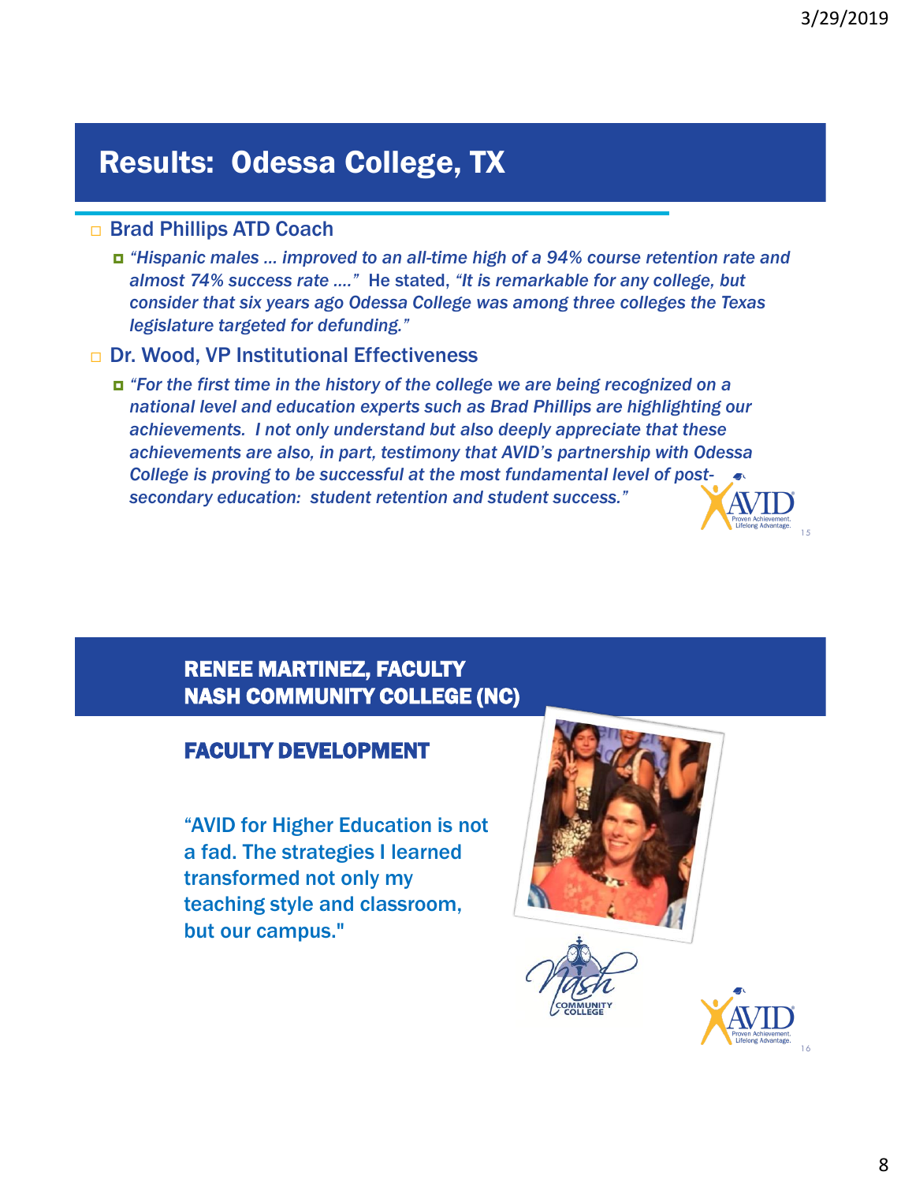## Results: Odessa College, TX

- Brad Phillips ATD Coach
  - *"Hispanic males … improved to an all-time high of a 94% course retention rate and almost 74% success rate …."* He stated, *"It is remarkable for any college, but consider that six years ago Odessa College was among three colleges the Texas legislature targeted for defunding."*
- Dr. Wood, VP Institutional Effectiveness
  - *"For the first time in the history of the college we are being recognized on a national level and education experts such as Brad Phillips are highlighting our achievements. I not only understand but also deeply appreciate that these achievements are also, in part, testimony that AVID's partnership with Odessa College is proving to be successful at the most fundamental level of post-secondary education: student retention and student success."*

AVID Proven Achievement. Lifelong Advantage.

## RENEE MARTINEZ, FACULTY NASH COMMUNITY COLLEGE (NC)

### FACULTY DEVELOPMENT

"AVID for Higher Education is not a fad. The strategies I learned transformed not only my teaching style and classroom, but our campus."

Nash Community College

AVID Proven Achievement. Lifelong Advantage.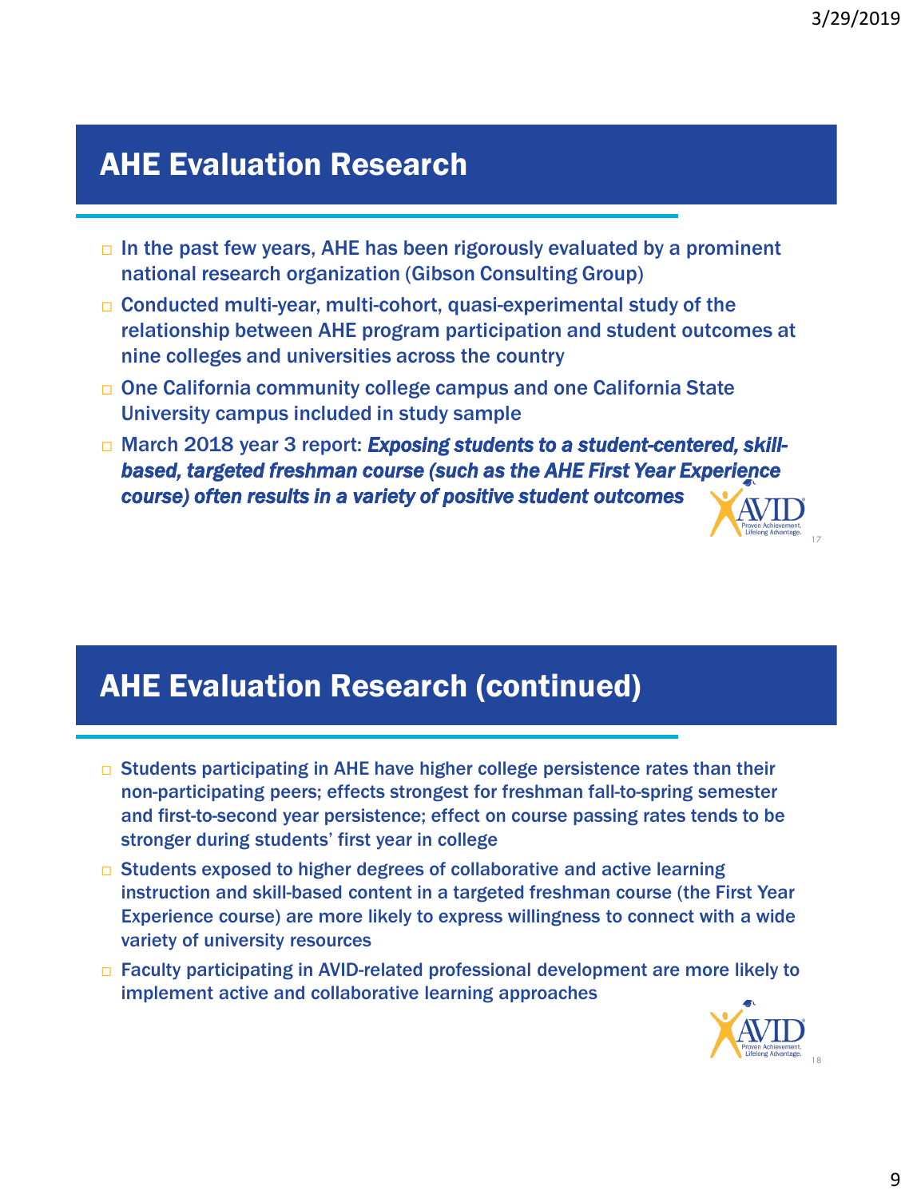## AHE Evaluation Research

- In the past few years, AHE has been rigorously evaluated by a prominent national research organization (Gibson Consulting Group)
- Conducted multi-year, multi-cohort, quasi-experimental study of the relationship between AHE program participation and student outcomes at nine colleges and universities across the country
- One California community college campus and one California State University campus included in study sample
- March 2018 year 3 report: ***Exposing students to a student-centered, skill-based, targeted freshman course (such as the AHE First Year Experience course) often results in a variety of positive student outcomes***

## AHE Evaluation Research (continued)

- Students participating in AHE have higher college persistence rates than their non-participating peers; effects strongest for freshman fall-to-spring semester and first-to-second year persistence; effect on course passing rates tends to be stronger during students' first year in college
- Students exposed to higher degrees of collaborative and active learning instruction and skill-based content in a targeted freshman course (the First Year Experience course) are more likely to express willingness to connect with a wide variety of university resources
- Faculty participating in AVID-related professional development are more likely to implement active and collaborative learning approaches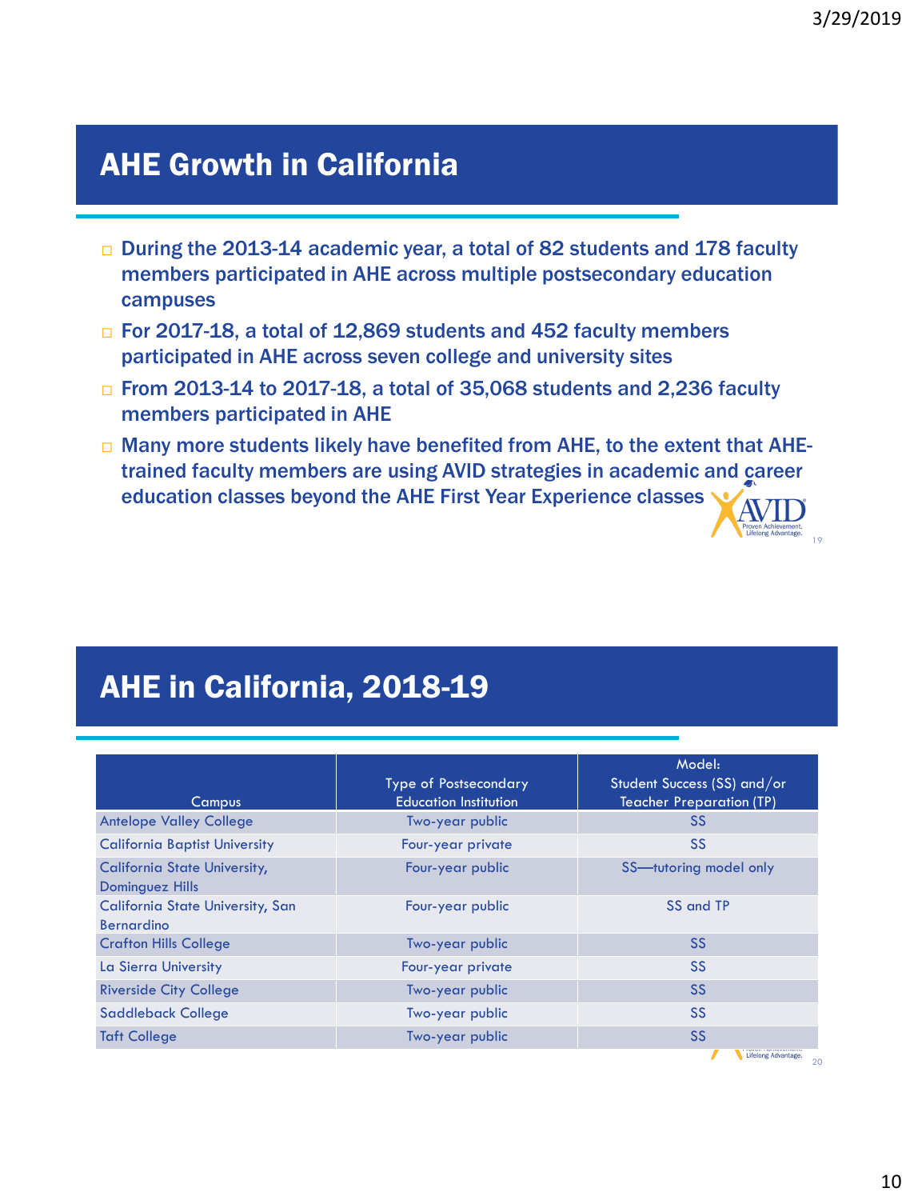## AHE Growth in California

- During the 2013-14 academic year, a total of 82 students and 178 faculty members participated in AHE across multiple postsecondary education campuses
- For 2017-18, a total of 12,869 students and 452 faculty members participated in AHE across seven college and university sites
- From 2013-14 to 2017-18, a total of 35,068 students and 2,236 faculty members participated in AHE
- Many more students likely have benefited from AHE, to the extent that AHE-trained faculty members are using AVID strategies in academic and career education classes beyond the AHE First Year Experience classes

## AHE in California, 2018-19

| Campus | Type of Postsecondary Education Institution | Model: Student Success (SS) and/or Teacher Preparation (TP) |
|---|---|---|
| Antelope Valley College | Two-year public | SS |
| California Baptist University | Four-year private | SS |
| California State University, Dominguez Hills | Four-year public | SS—tutoring model only |
| California State University, San Bernardino | Four-year public | SS and TP |
| Crafton Hills College | Two-year public | SS |
| La Sierra University | Four-year private | SS |
| Riverside City College | Two-year public | SS |
| Saddleback College | Two-year public | SS |
| Taft College | Two-year public | SS |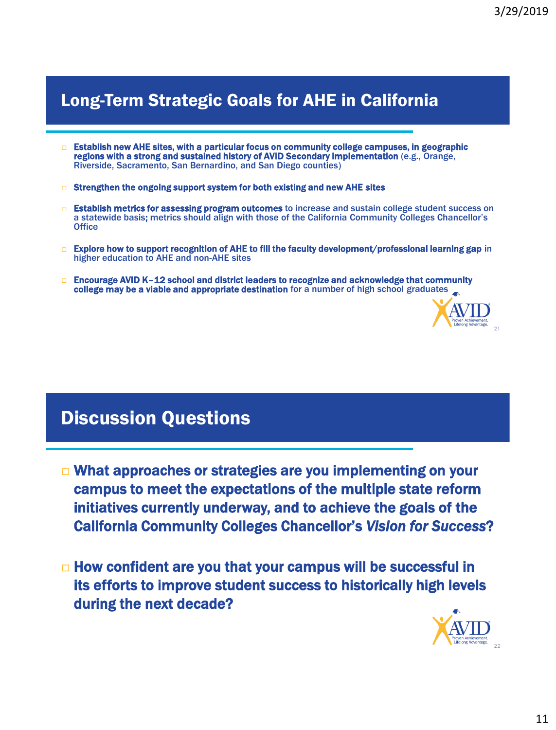## Long-Term Strategic Goals for AHE in California

- **Establish new AHE sites, with a particular focus on community college campuses, in geographic regions with a strong and sustained history of AVID Secondary implementation** (e.g., Orange, Riverside, Sacramento, San Bernardino, and San Diego counties)
- **Strengthen the ongoing support system for both existing and new AHE sites**
- **Establish metrics for assessing program outcomes** to increase and sustain college student success on a statewide basis; metrics should align with those of the California Community Colleges Chancellor's Office
- **Explore how to support recognition of AHE to fill the faculty development/professional learning gap** in higher education to AHE and non-AHE sites
- **Encourage AVID K–12 school and district leaders to recognize and acknowledge that community college may be a viable and appropriate destination** for a number of high school graduates

## Discussion Questions

- **What approaches or strategies are you implementing on your campus to meet the expectations of the multiple state reform initiatives currently underway, and to achieve the goals of the California Community Colleges Chancellor's *Vision for Success*?**
- **How confident are you that your campus will be successful in its efforts to improve student success to historically high levels during the next decade?**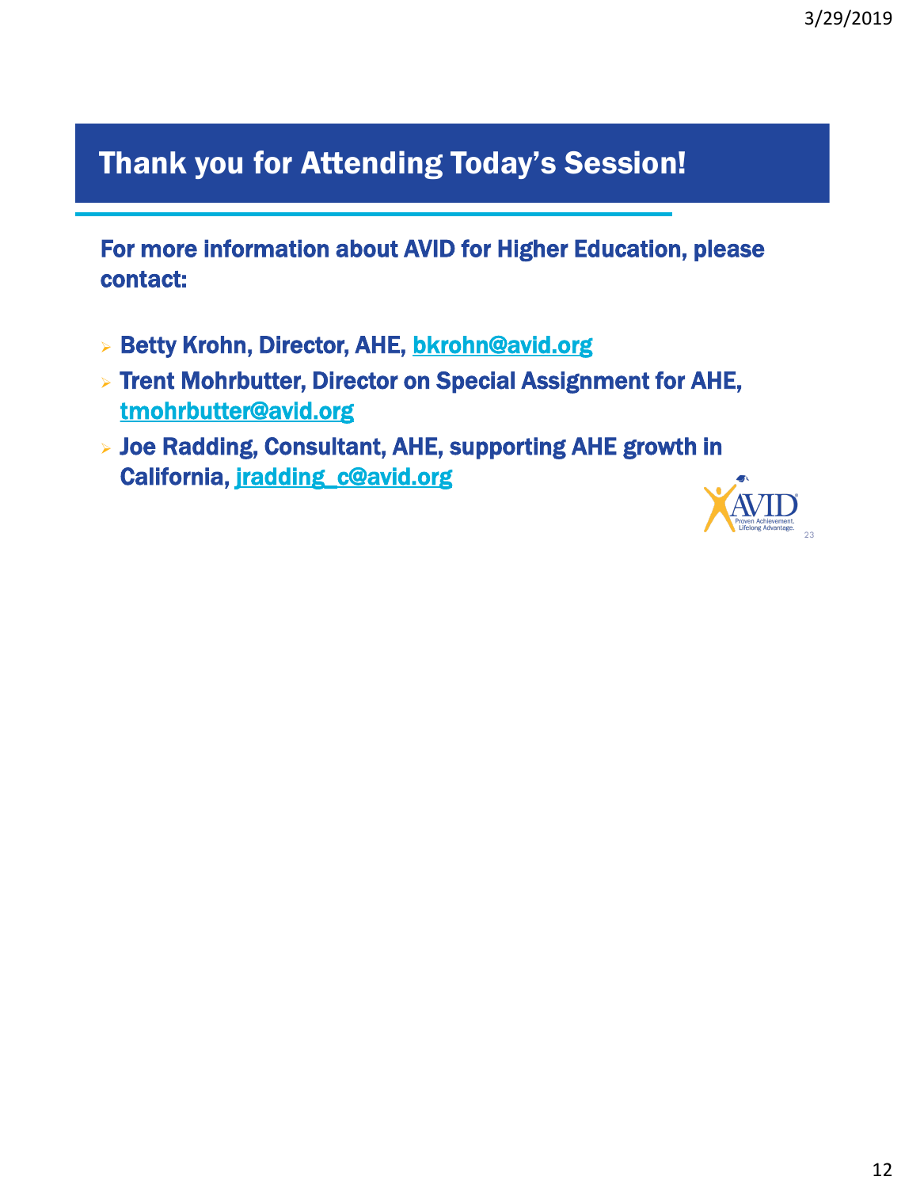## Thank you for Attending Today's Session!

**For more information about AVID for Higher Education, please contact:**

- **Betty Krohn, Director, AHE, [bkrohn@avid.org](mailto:bkrohn@avid.org)**
- **Trent Mohrbutter, Director on Special Assignment for AHE, [tmohrbutter@avid.org](mailto:tmohrbutter@avid.org)**
- **Joe Radding, Consultant, AHE, supporting AHE growth in California, [jradding_c@avid.org](mailto:jradding_c@avid.org)**